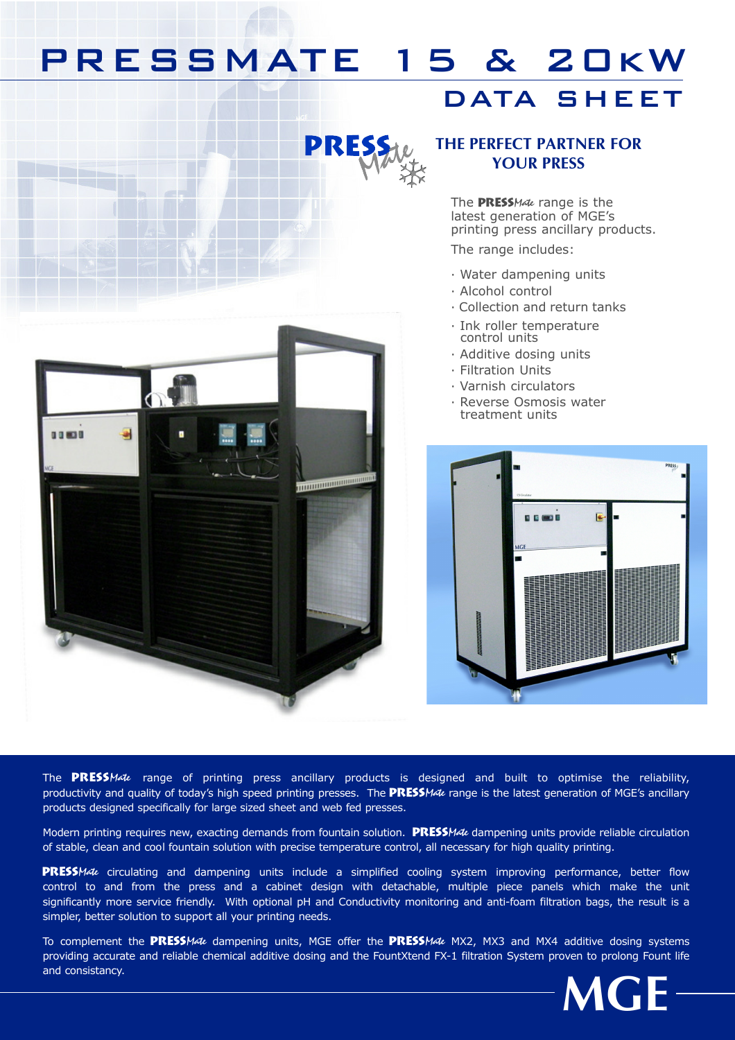# PRESSMATE 15 & 20kW

## DATA SHEET

### THE PERFECT PARTNER FOR YOUR PRESS

The **PRESS***Mate* range is the latest generation of MGE's printing press ancillary products.

The range includes:

- Water dampening units
- Alcohol control
- Collection and return tanks
- Ink roller temperature control units
- Additive dosing units
- Filtration Units
- Varnish circulators
- Reverse Osmosis water treatment units

The **PRESS***Mate* range of printing press ancillary products is designed and built to optimise the reliability, productivity and quality of today's high speed printing presses. The **PRESS***Mate* range is the latest generation of MGE's ancillary products designed specifically for large sized sheet and web fed presses.

Modern printing requires new, exacting demands from fountain solution. **PRESS***Mate* dampening units provide reliable circulation of stable, clean and cool fountain solution with precise temperature control, all necessary for high quality printing.

**PRESS***Mate* circulating and dampening units include a simplified cooling system improving performance, better flow control to and from the press and a cabinet design with detachable, multiple piece panels which make the unit significantly more service friendly. With optional pH and Conductivity monitoring and anti-foam filtration bags, the result is a simpler, better solution to support all your printing needs.

To complement the **PRESS***Mate* dampening units, MGE offer the **PRESS***Mate* MX2, MX3 and MX4 additive dosing systems providing accurate and reliable chemical additive dosing and the FountXtend FX-1 filtration System proven to prolong Fount life and consistancy.

MGE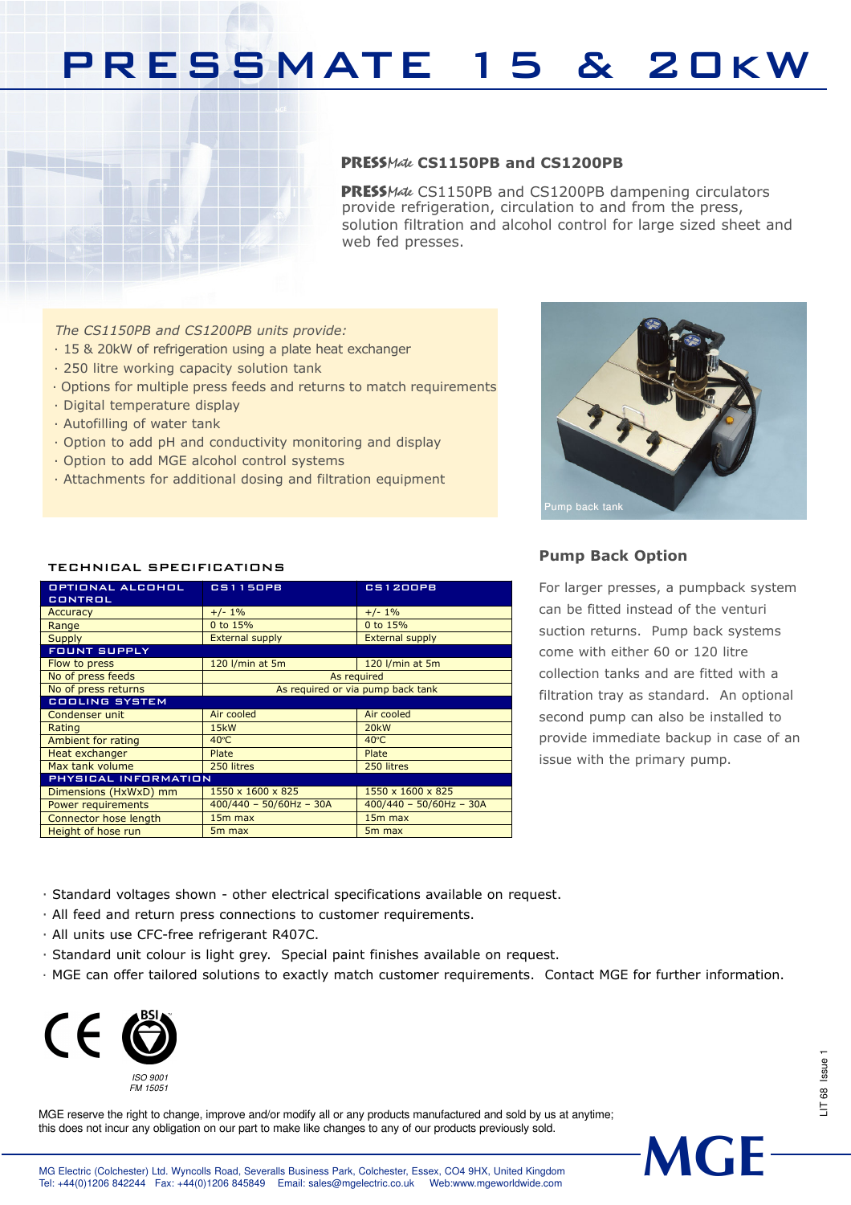# PRESSMATE 15 & 20kW

## PRESSMate CS1150PB and CS1200PB

PRESSMate CS1150PB and CS1200PB dampening circulators provide refrigeration, circulation to and from the press, solution filtration and alcohol control for large sized sheet and web fed presses.

*The CS1150PB and CS1200PB units provide:*

- 15 & 20kW of refrigeration using a plate heat exchanger
- 250 litre working capacity solution tank
- Options for multiple press feeds and returns to match requirements
- Digital temperature display
- Autofilling of water tank
- Option to add pH and conductivity monitoring and display
- Option to add MGE alcohol control systems
- Attachments for additional dosing and filtration equipment

Pump back tank

### TECHNICAL SPECIFICATIONS

| OPTIONAL ALCOHOL CONTROL | CS1150PB | CS1200PB |
|---|---|---|
| Accuracy | +/- 1% | +/- 1% |
| Range | 0 to 15% | 0 to 15% |
| Supply | External supply | External supply |
| **FOUNT SUPPLY** | | |
| Flow to press | 120 l/min at 5m | 120 l/min at 5m |
| No of press feeds | As required | |
| No of press returns | As required or via pump back tank | |
| **COOLING SYSTEM** | | |
| Condenser unit | Air cooled | Air cooled |
| Rating | 15kW | 20kW |
| Ambient for rating | 40°C | 40°C |
| Heat exchanger | Plate | Plate |
| Max tank volume | 250 litres | 250 litres |
| **PHYSICAL INFORMATION** | | |
| Dimensions (HxWxD) mm | 1550 x 1600 x 825 | 1550 x 1600 x 825 |
| Power requirements | 400/440 – 50/60Hz – 30A | 400/440 – 50/60Hz – 30A |
| Connector hose length | 15m max | 15m max |
| Height of hose run | 5m max | 5m max |

### Pump Back Option

For larger presses, a pumpback system can be fitted instead of the venturi suction returns. Pump back systems come with either 60 or 120 litre collection tanks and are fitted with a filtration tray as standard. An optional second pump can also be installed to provide immediate backup in case of an issue with the primary pump.

- Standard voltages shown - other electrical specifications available on request.
- All feed and return press connections to customer requirements.
- All units use CFC-free refrigerant R407C.
- Standard unit colour is light grey. Special paint finishes available on request.
- MGE can offer tailored solutions to exactly match customer requirements. Contact MGE for further information.

ISO 9001
FM 15051

LIT 68 Issue 1

MGE reserve the right to change, improve and/or modify all or any products manufactured and sold by us at anytime; this does not incur any obligation on our part to make like changes to any of our products previously sold.

MG Electric (Colchester) Ltd. Wyncolls Road, Severalls Business Park, Colchester, Essex, CO4 9HX, United Kingdom
Tel: +44(0)1206 842244 Fax: +44(0)1206 845849 Email: sales@mgelectric.co.uk Web:www.mgeworldwide.com

MGE